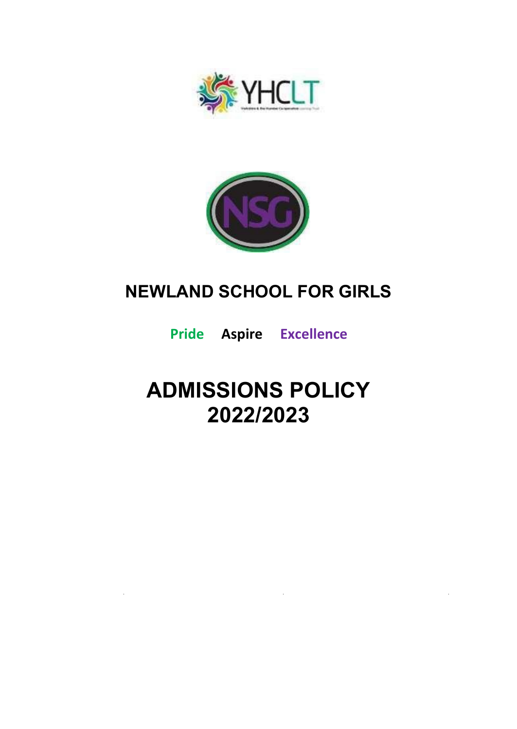# NEWLAND SCHOOL FOR GIRLS

**Pride Aspire Excellence**

# ADMISSIONS POLICY 2022/2023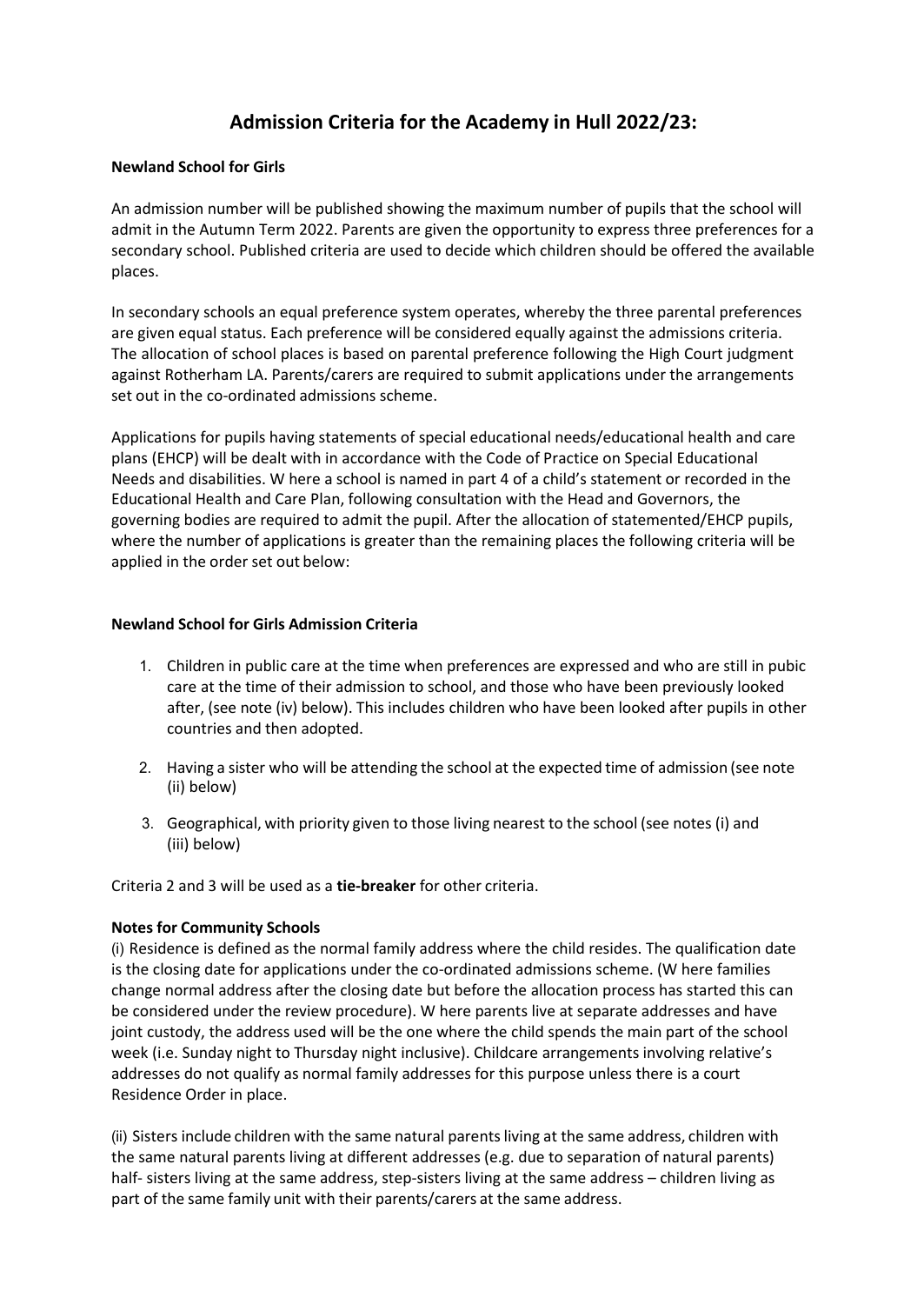# Admission Criteria for the Academy in Hull 2022/23:

**Newland School for Girls**

An admission number will be published showing the maximum number of pupils that the school will admit in the Autumn Term 2022. Parents are given the opportunity to express three preferences for a secondary school. Published criteria are used to decide which children should be offered the available places.

In secondary schools an equal preference system operates, whereby the three parental preferences are given equal status. Each preference will be considered equally against the admissions criteria. The allocation of school places is based on parental preference following the High Court judgment against Rotherham LA. Parents/carers are required to submit applications under the arrangements set out in the co-ordinated admissions scheme.

Applications for pupils having statements of special educational needs/educational health and care plans (EHCP) will be dealt with in accordance with the Code of Practice on Special Educational Needs and disabilities. W here a school is named in part 4 of a child's statement or recorded in the Educational Health and Care Plan, following consultation with the Head and Governors, the governing bodies are required to admit the pupil. After the allocation of statemented/EHCP pupils, where the number of applications is greater than the remaining places the following criteria will be applied in the order set out below:

**Newland School for Girls Admission Criteria**

1. Children in public care at the time when preferences are expressed and who are still in pubic care at the time of their admission to school, and those who have been previously looked after, (see note (iv) below). This includes children who have been looked after pupils in other countries and then adopted.
2. Having a sister who will be attending the school at the expected time of admission (see note (ii) below)
3. Geographical, with priority given to those living nearest to the school (see notes (i) and (iii) below)

Criteria 2 and 3 will be used as a **tie-breaker** for other criteria.

**Notes for Community Schools**

(i) Residence is defined as the normal family address where the child resides. The qualification date is the closing date for applications under the co-ordinated admissions scheme. (W here families change normal address after the closing date but before the allocation process has started this can be considered under the review procedure). W here parents live at separate addresses and have joint custody, the address used will be the one where the child spends the main part of the school week (i.e. Sunday night to Thursday night inclusive). Childcare arrangements involving relative's addresses do not qualify as normal family addresses for this purpose unless there is a court Residence Order in place.

(ii) Sisters include children with the same natural parents living at the same address, children with the same natural parents living at different addresses (e.g. due to separation of natural parents) half- sisters living at the same address, step-sisters living at the same address – children living as part of the same family unit with their parents/carers at the same address.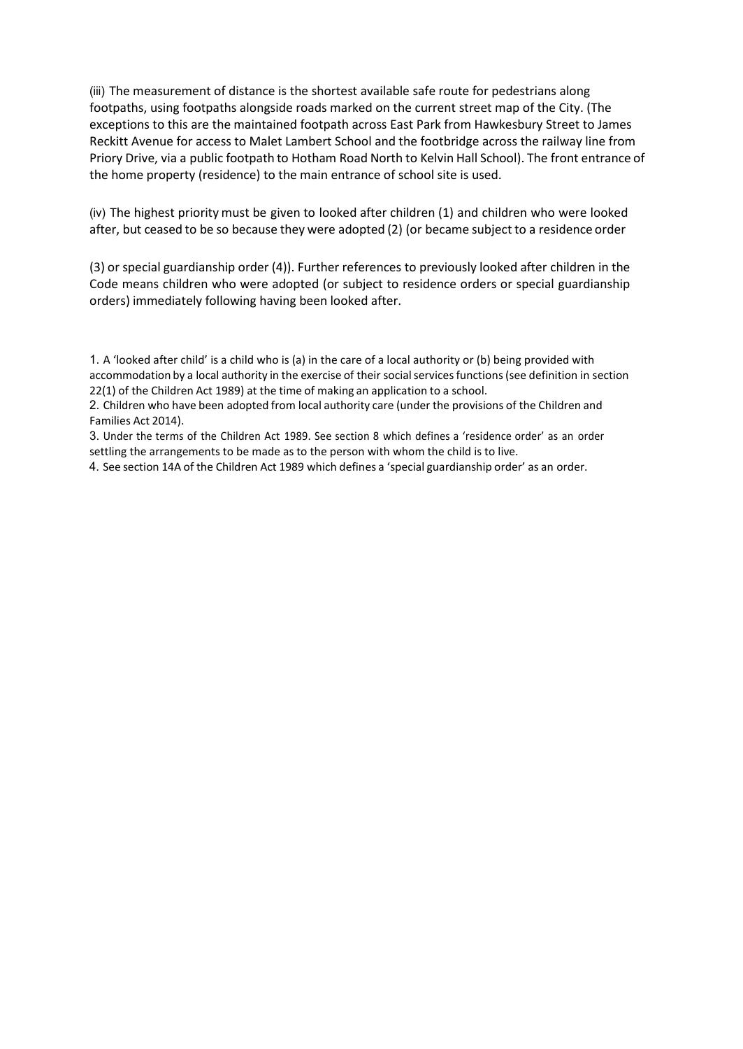(iii) The measurement of distance is the shortest available safe route for pedestrians along footpaths, using footpaths alongside roads marked on the current street map of the City. (The exceptions to this are the maintained footpath across East Park from Hawkesbury Street to James Reckitt Avenue for access to Malet Lambert School and the footbridge across the railway line from Priory Drive, via a public footpath to Hotham Road North to Kelvin Hall School). The front entrance of the home property (residence) to the main entrance of school site is used.

(iv) The highest priority must be given to looked after children (1) and children who were looked after, but ceased to be so because they were adopted (2) (or became subject to a residence order

(3) or special guardianship order (4)). Further references to previously looked after children in the Code means children who were adopted (or subject to residence orders or special guardianship orders) immediately following having been looked after.

1. A 'looked after child' is a child who is (a) in the care of a local authority or (b) being provided with accommodation by a local authority in the exercise of their social services functions (see definition in section 22(1) of the Children Act 1989) at the time of making an application to a school.
2. Children who have been adopted from local authority care (under the provisions of the Children and Families Act 2014).
3. Under the terms of the Children Act 1989. See section 8 which defines a 'residence order' as an order settling the arrangements to be made as to the person with whom the child is to live.
4. See section 14A of the Children Act 1989 which defines a 'special guardianship order' as an order.